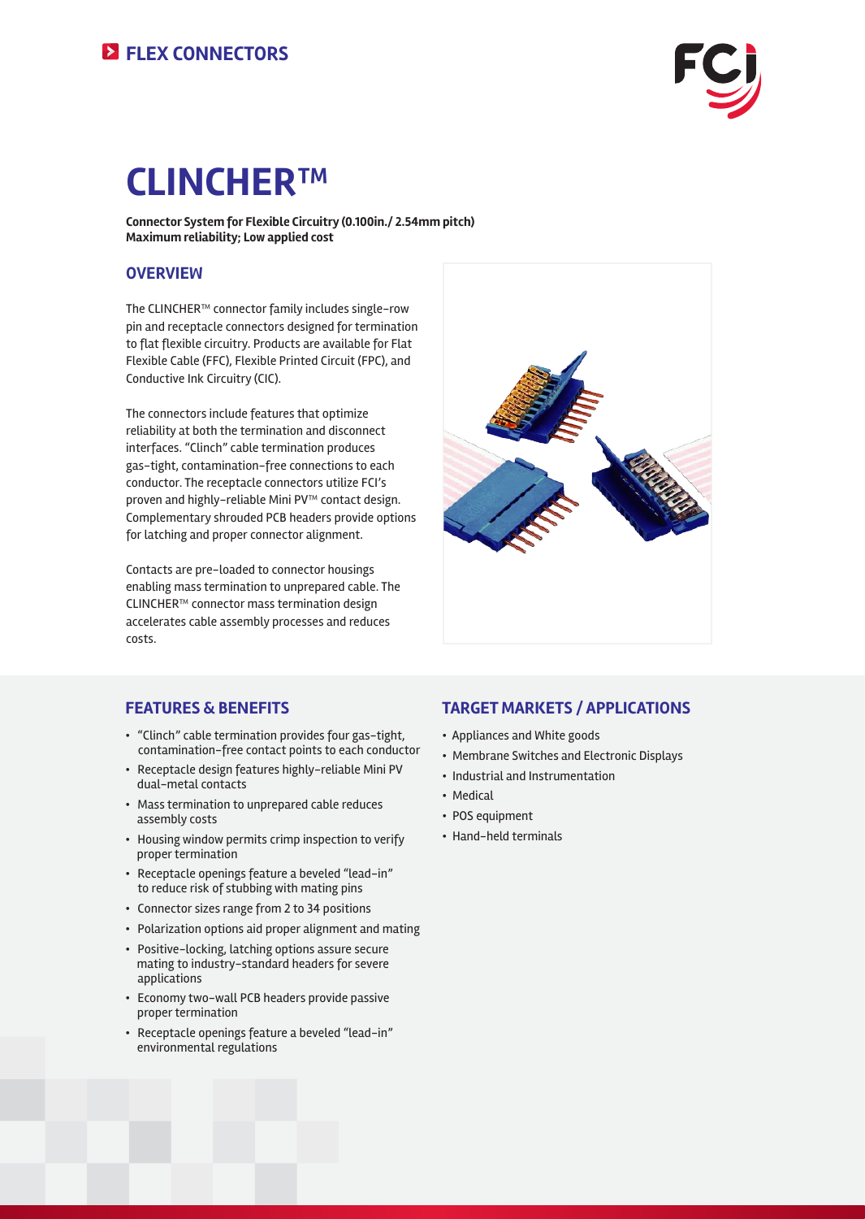## FLEX CONNECTORS

# CLINCHER™

**Connector System for Flexible Circuitry (0.100in./ 2.54mm pitch)**
**Maximum reliability; Low applied cost**

## OVERVIEW

The CLINCHER™ connector family includes single-row pin and receptacle connectors designed for termination to flat flexible circuitry. Products are available for Flat Flexible Cable (FFC), Flexible Printed Circuit (FPC), and Conductive Ink Circuitry (CIC).

The connectors include features that optimize reliability at both the termination and disconnect interfaces. "Clinch" cable termination produces gas-tight, contamination-free connections to each conductor. The receptacle connectors utilize FCI's proven and highly-reliable Mini PV™ contact design. Complementary shrouded PCB headers provide options for latching and proper connector alignment.

Contacts are pre-loaded to connector housings enabling mass termination to unprepared cable. The CLINCHER™ connector mass termination design accelerates cable assembly processes and reduces costs.

## FEATURES & BENEFITS

- "Clinch" cable termination provides four gas-tight, contamination-free contact points to each conductor
- Receptacle design features highly-reliable Mini PV dual-metal contacts
- Mass termination to unprepared cable reduces assembly costs
- Housing window permits crimp inspection to verify proper termination
- Receptacle openings feature a beveled "lead-in" to reduce risk of stubbing with mating pins
- Connector sizes range from 2 to 34 positions
- Polarization options aid proper alignment and mating
- Positive-locking, latching options assure secure mating to industry-standard headers for severe applications
- Economy two-wall PCB headers provide passive proper termination
- Receptacle openings feature a beveled "lead-in" environmental regulations

## TARGET MARKETS / APPLICATIONS

- Appliances and White goods
- Membrane Switches and Electronic Displays
- Industrial and Instrumentation
- Medical
- POS equipment
- Hand-held terminals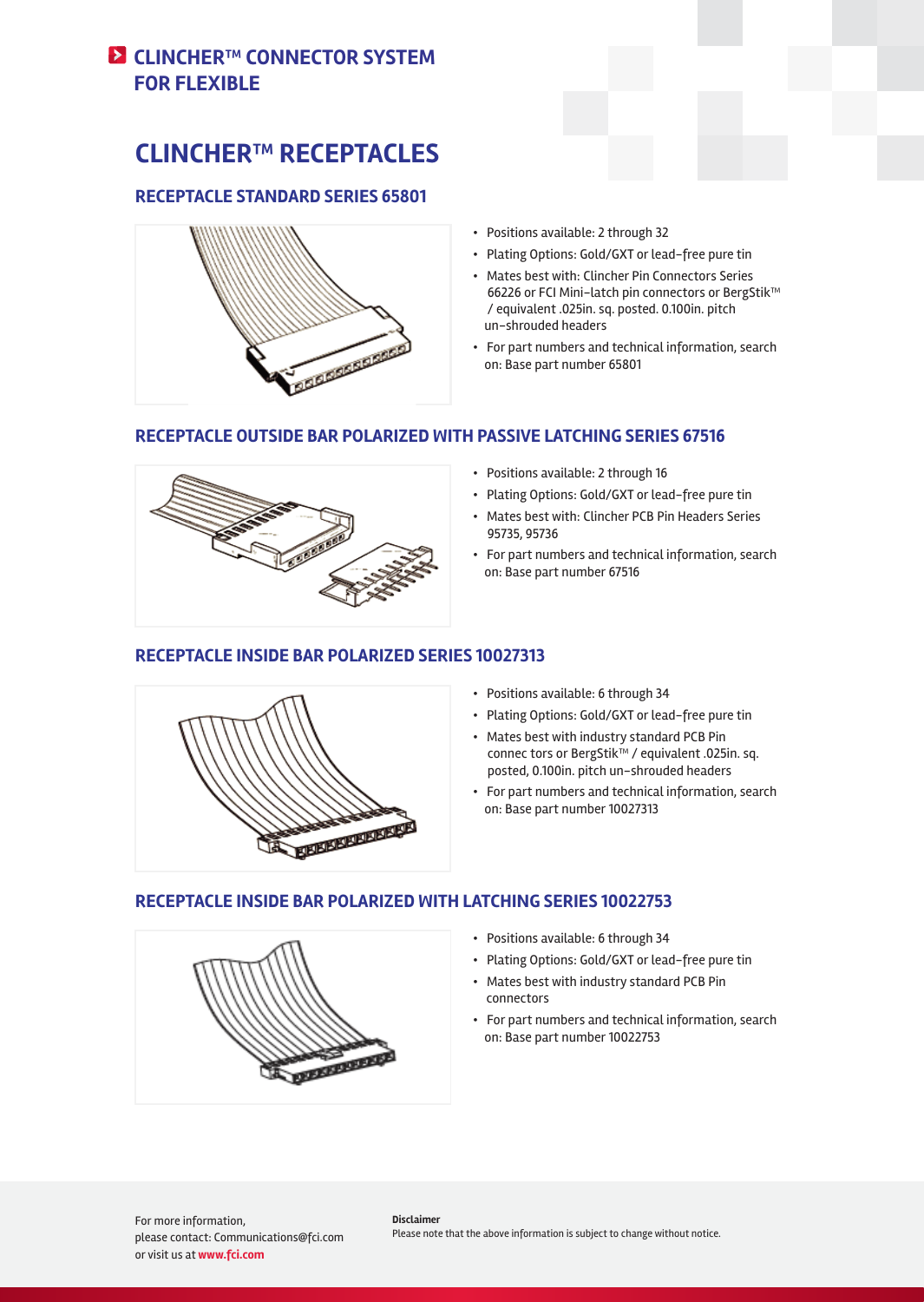# CLINCHER™ CONNECTOR SYSTEM FOR FLEXIBLE

## CLINCHER™ RECEPTACLES

### RECEPTACLE STANDARD SERIES 65801

- Positions available: 2 through 32
- Plating Options: Gold/GXT or lead–free pure tin
- Mates best with: Clincher Pin Connectors Series 66226 or FCI Mini–latch pin connectors or BergStik™ / equivalent .025in. sq. posted. 0.100in. pitch un–shrouded headers
- For part numbers and technical information, search on: Base part number 65801

### RECEPTACLE OUTSIDE BAR POLARIZED WITH PASSIVE LATCHING SERIES 67516

- Positions available: 2 through 16
- Plating Options: Gold/GXT or lead–free pure tin
- Mates best with: Clincher PCB Pin Headers Series 95735, 95736
- For part numbers and technical information, search on: Base part number 67516

### RECEPTACLE INSIDE BAR POLARIZED SERIES 10027313

- Positions available: 6 through 34
- Plating Options: Gold/GXT or lead–free pure tin
- Mates best with industry standard PCB Pin connec tors or BergStik™ / equivalent .025in. sq. posted, 0.100in. pitch un–shrouded headers
- For part numbers and technical information, search on: Base part number 10027313

### RECEPTACLE INSIDE BAR POLARIZED WITH LATCHING SERIES 10022753

- Positions available: 6 through 34
- Plating Options: Gold/GXT or lead–free pure tin
- Mates best with industry standard PCB Pin connectors
- For part numbers and technical information, search on: Base part number 10022753

For more information,
please contact: Communications@fci.com
or visit us at **www.fci.com**

**Disclaimer**
Please note that the above information is subject to change without notice.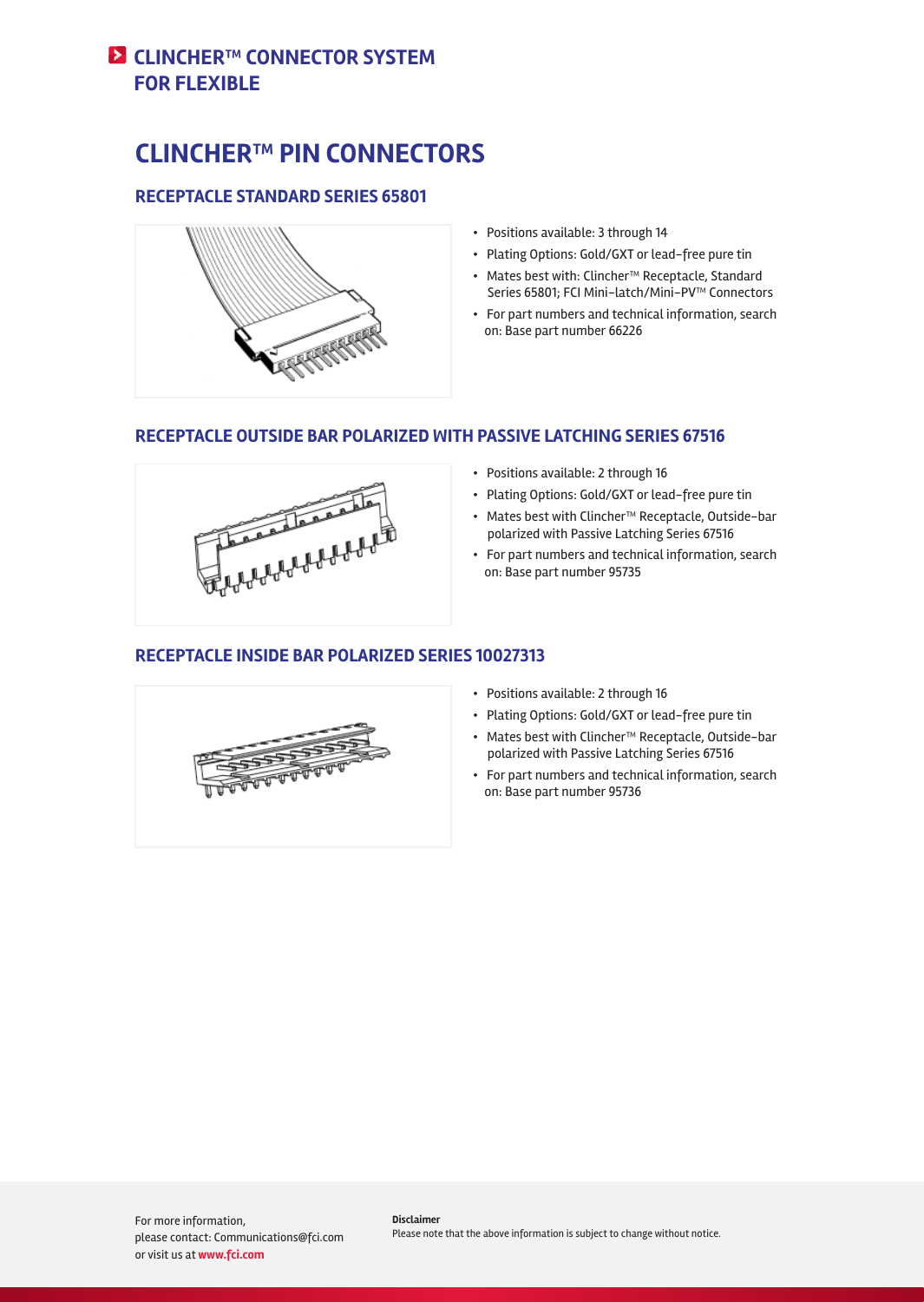# CLINCHER™ CONNECTOR SYSTEM FOR FLEXIBLE

## CLINCHER™ PIN CONNECTORS

### RECEPTACLE STANDARD SERIES 65801

- Positions available: 3 through 14
- Plating Options: Gold/GXT or lead–free pure tin
- Mates best with: Clincher™ Receptacle, Standard Series 65801; FCI Mini–latch/Mini–PV™ Connectors
- For part numbers and technical information, search on: Base part number 66226

### RECEPTACLE OUTSIDE BAR POLARIZED WITH PASSIVE LATCHING SERIES 67516

- Positions available: 2 through 16
- Plating Options: Gold/GXT or lead–free pure tin
- Mates best with Clincher™ Receptacle, Outside–bar polarized with Passive Latching Series 67516
- For part numbers and technical information, search on: Base part number 95735

### RECEPTACLE INSIDE BAR POLARIZED SERIES 10027313

- Positions available: 2 through 16
- Plating Options: Gold/GXT or lead–free pure tin
- Mates best with Clincher™ Receptacle, Outside–bar polarized with Passive Latching Series 67516
- For part numbers and technical information, search on: Base part number 95736

For more information,
please contact: Communications@fci.com
or visit us at **www.fci.com**

**Disclaimer**
Please note that the above information is subject to change without notice.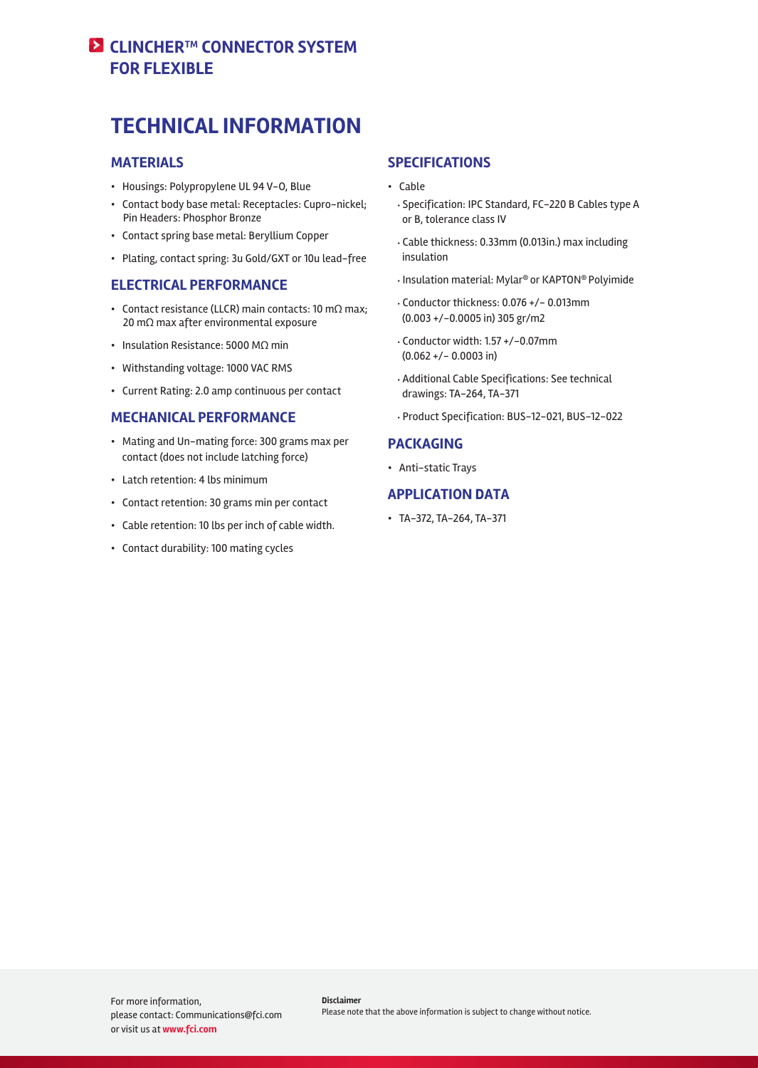# CLINCHER™ CONNECTOR SYSTEM FOR FLEXIBLE

## TECHNICAL INFORMATION

### MATERIALS

- Housings: Polypropylene UL 94 V-0, Blue
- Contact body base metal: Receptacles: Cupro-nickel; Pin Headers: Phosphor Bronze
- Contact spring base metal: Beryllium Copper
- Plating, contact spring: 3u Gold/GXT or 10u lead-free

### ELECTRICAL PERFORMANCE

- Contact resistance (LLCR) main contacts: 10 mΩ max; 20 mΩ max after environmental exposure
- Insulation Resistance: 5000 MΩ min
- Withstanding voltage: 1000 VAC RMS
- Current Rating: 2.0 amp continuous per contact

### MECHANICAL PERFORMANCE

- Mating and Un-mating force: 300 grams max per contact (does not include latching force)
- Latch retention: 4 lbs minimum
- Contact retention: 30 grams min per contact
- Cable retention: 10 lbs per inch of cable width.
- Contact durability: 100 mating cycles

### SPECIFICATIONS

- Cable
  - Specification: IPC Standard, FC-220 B Cables type A or B, tolerance class IV
  - Cable thickness: 0.33mm (0.013in.) max including insulation
  - Insulation material: Mylar® or KAPTON® Polyimide
  - Conductor thickness: 0.076 +/- 0.013mm (0.003 +/-0.0005 in) 305 gr/m2
  - Conductor width: 1.57 +/-0.07mm (0.062 +/- 0.0003 in)
  - Additional Cable Specifications: See technical drawings: TA-264, TA-371
  - Product Specification: BUS-12-021, BUS-12-022

### PACKAGING

- Anti-static Trays

### APPLICATION DATA

- TA-372, TA-264, TA-371

For more information,
please contact: Communications@fci.com
or visit us at **www.fci.com**

**Disclaimer**
Please note that the above information is subject to change without notice.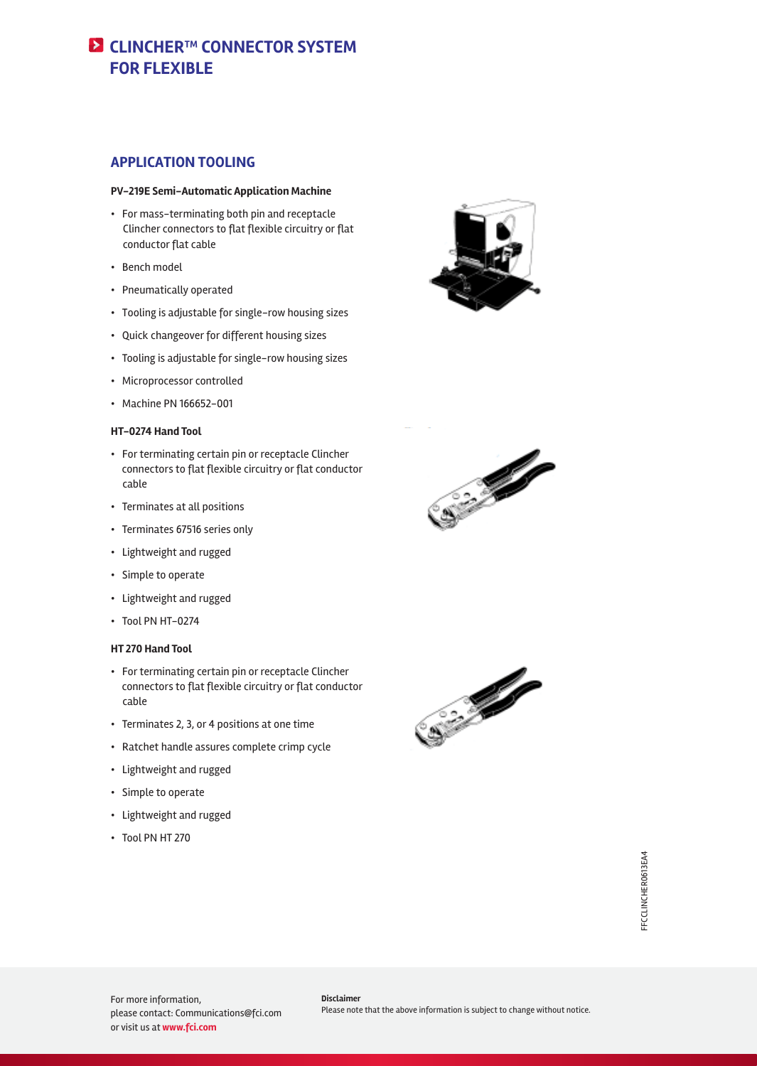# CLINCHER™ CONNECTOR SYSTEM FOR FLEXIBLE

## APPLICATION TOOLING

**PV–219E Semi–Automatic Application Machine**

- For mass–terminating both pin and receptacle Clincher connectors to flat flexible circuitry or flat conductor flat cable
- Bench model
- Pneumatically operated
- Tooling is adjustable for single–row housing sizes
- Quick changeover for different housing sizes
- Tooling is adjustable for single–row housing sizes
- Microprocessor controlled
- Machine PN 166652–001

**HT–0274 Hand Tool**

- For terminating certain pin or receptacle Clincher connectors to flat flexible circuitry or flat conductor cable
- Terminates at all positions
- Terminates 67516 series only
- Lightweight and rugged
- Simple to operate
- Lightweight and rugged
- Tool PN HT–0274

**HT 270 Hand Tool**

- For terminating certain pin or receptacle Clincher connectors to flat flexible circuitry or flat conductor cable
- Terminates 2, 3, or 4 positions at one time
- Ratchet handle assures complete crimp cycle
- Lightweight and rugged
- Simple to operate
- Lightweight and rugged
- Tool PN HT 270

FFCCLINCHER0613EA4

For more information,
please contact: Communications@fci.com
or visit us at **www.fci.com**

**Disclaimer**
Please note that the above information is subject to change without notice.